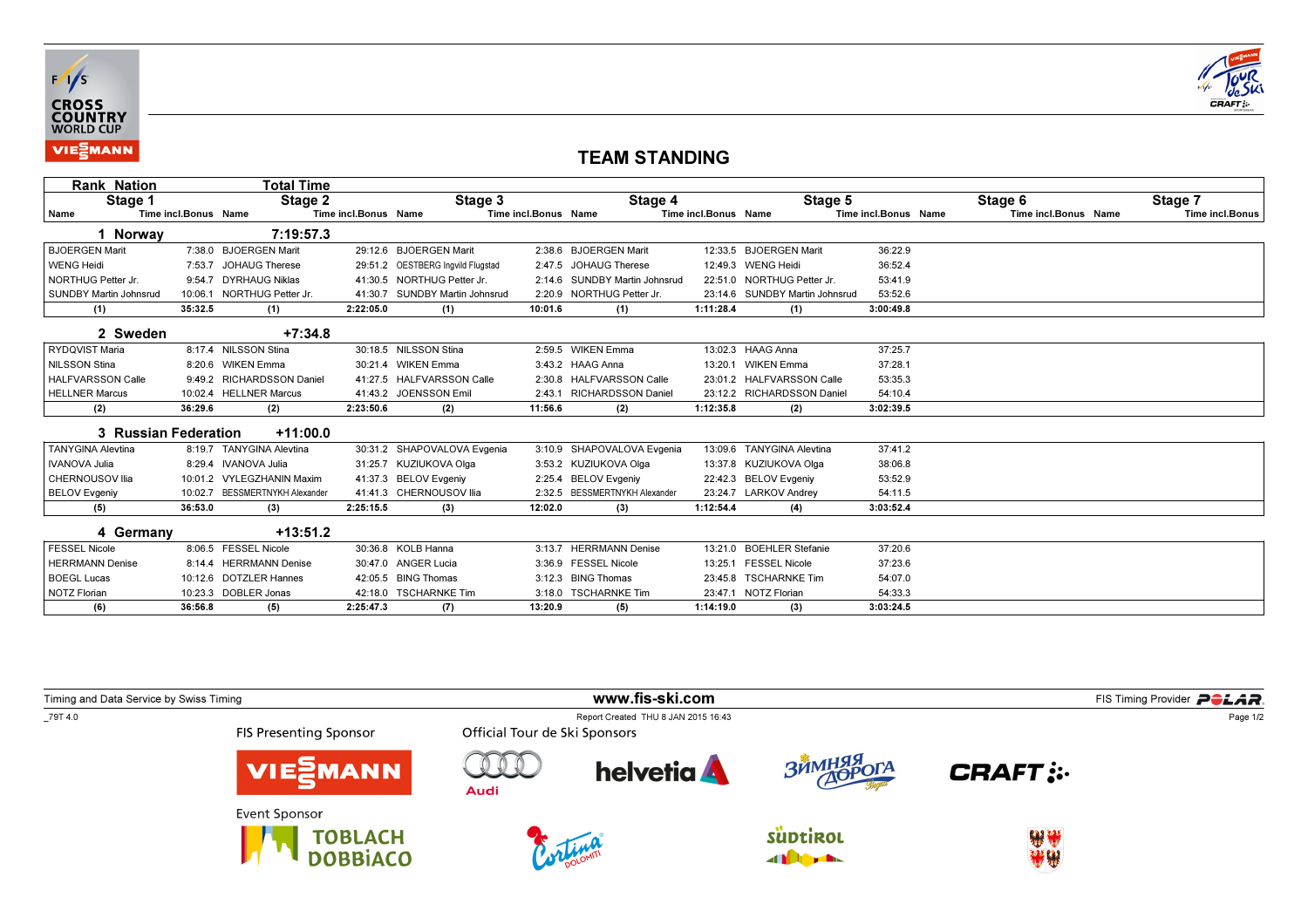# TEAM STANDING

| Rank Nation | | Total Time | | | | | | | | | | | |
|---|---|---|---|---|---|---|---|---|---|---|---|---|---|
| Stage 1 | | Stage 2 | | Stage 3 | | Stage 4 | | Stage 5 | | Stage 6 | | Stage 7 | |
| Name | Time incl.Bonus | Name | Time incl.Bonus | Name | Time incl.Bonus | Name | Time incl.Bonus | Name | Time incl.Bonus | Name | Time incl.Bonus | Name | Time incl.Bonus |
| **1 Norway** | | **7:19:57.3** | | | | | | | | | | | |
| BJOERGEN Marit | 7:38.0 | BJOERGEN Marit | 29:12.6 | BJOERGEN Marit | 2:38.6 | BJOERGEN Marit | 12:33.5 | BJOERGEN Marit | 36:22.9 | | | | |
| WENG Heidi | 7:53.7 | JOHAUG Therese | 29:51.2 | OESTBERG Ingvild Flugstad | 2:47.5 | JOHAUG Therese | 12:49.3 | WENG Heidi | 36:52.4 | | | | |
| NORTHUG Petter Jr. | 9:54.7 | DYRHAUG Niklas | 41:30.5 | NORTHUG Petter Jr. | 2:14.6 | SUNDBY Martin Johnsrud | 22:51.0 | NORTHUG Petter Jr. | 53:41.9 | | | | |
| SUNDBY Martin Johnsrud | 10:06.1 | NORTHUG Petter Jr. | 41:30.7 | SUNDBY Martin Johnsrud | 2:20.9 | NORTHUG Petter Jr. | 23:14.6 | SUNDBY Martin Johnsrud | 53:52.6 | | | | |
| **(1)** | **35:32.5** | **(1)** | **2:22:05.0** | **(1)** | **10:01.6** | **(1)** | **1:11:28.4** | **(1)** | **3:00:49.8** | | | | |
| **2 Sweden** | | **+7:34.8** | | | | | | | | | | | |
| RYDQVIST Maria | 8:17.4 | NILSSON Stina | 30:18.5 | NILSSON Stina | 2:59.5 | WIKEN Emma | 13:02.3 | HAAG Anna | 37:25.7 | | | | |
| NILSSON Stina | 8:20.6 | WIKEN Emma | 30:21.4 | WIKEN Emma | 3:43.2 | HAAG Anna | 13:20.1 | WIKEN Emma | 37:28.1 | | | | |
| HALFVARSSON Calle | 9:49.2 | RICHARDSSON Daniel | 41:27.5 | HALFVARSSON Calle | 2:30.8 | HALFVARSSON Calle | 23:01.2 | HALFVARSSON Calle | 53:35.3 | | | | |
| HELLNER Marcus | 10:02.4 | HELLNER Marcus | 41:43.2 | JOENSSON Emil | 2:43.1 | RICHARDSSON Daniel | 23:12.2 | RICHARDSSON Daniel | 54:10.4 | | | | |
| **(2)** | **36:29.6** | **(2)** | **2:23:50.6** | **(2)** | **11:56.6** | **(2)** | **1:12:35.8** | **(2)** | **3:02:39.5** | | | | |
| **3 Russian Federation** | | **+11:00.0** | | | | | | | | | | | |
| TANYGINA Alevtina | 8:19.7 | TANYGINA Alevtina | 30:31.2 | SHAPOVALOVA Evgenia | 3:10.9 | SHAPOVALOVA Evgenia | 13:09.6 | TANYGINA Alevtina | 37:41.2 | | | | |
| IVANOVA Julia | 8:29.4 | IVANOVA Julia | 31:25.7 | KUZIUKOVA Olga | 3:53.2 | KUZIUKOVA Olga | 13:37.8 | KUZIUKOVA Olga | 38:06.8 | | | | |
| CHERNOUSOV Ilia | 10:01.2 | VYLEGZHANIN Maxim | 41:37.3 | BELOV Evgeniy | 2:25.4 | BELOV Evgeniy | 22:42.3 | BELOV Evgeniy | 53:52.9 | | | | |
| BELOV Evgeniy | 10:02.7 | BESSMERTNYKH Alexander | 41:41.3 | CHERNOUSOV Ilia | 2:32.5 | BESSMERTNYKH Alexander | 23:24.7 | LARKOV Andrey | 54:11.5 | | | | |
| **(5)** | **36:53.0** | **(3)** | **2:25:15.5** | **(3)** | **12:02.0** | **(3)** | **1:12:54.4** | **(4)** | **3:03:52.4** | | | | |
| **4 Germany** | | **+13:51.2** | | | | | | | | | | | |
| FESSEL Nicole | 8:06.5 | FESSEL Nicole | 30:36.8 | KOLB Hanna | 3:13.7 | HERRMANN Denise | 13:21.0 | BOEHLER Stefanie | 37:20.6 | | | | |
| HERRMANN Denise | 8:14.4 | HERRMANN Denise | 30:47.0 | ANGER Lucia | 3:36.9 | FESSEL Nicole | 13:25.1 | FESSEL Nicole | 37:23.6 | | | | |
| BOEGL Lucas | 10:12.6 | DOTZLER Hannes | 42:05.5 | BING Thomas | 3:12.3 | BING Thomas | 23:45.8 | TSCHARNKE Tim | 54:07.0 | | | | |
| NOTZ Florian | 10:23.3 | DOBLER Jonas | 42:18.0 | TSCHARNKE Tim | 3:18.0 | TSCHARNKE Tim | 23:47.1 | NOTZ Florian | 54:33.3 | | | | |
| **(6)** | **36:56.8** | **(5)** | **2:25:47.3** | **(7)** | **13:20.9** | **(5)** | **1:14:19.0** | **(3)** | **3:03:24.5** | | | | |

Timing and Data Service by Swiss Timing — www.fis-ski.com — FIS Timing Provider POLAR

_79T 4.0 — Report Created THU 8 JAN 2015 16:43

FIS Presenting Sponsor: VIESSMANN

Official Tour de Ski Sponsors: Audi, helvetia, ЗИМНЯЯ ДОРОГА, CRAFT

Event Sponsor: TOBLACH DOBBIACO, Cortina, Südtirol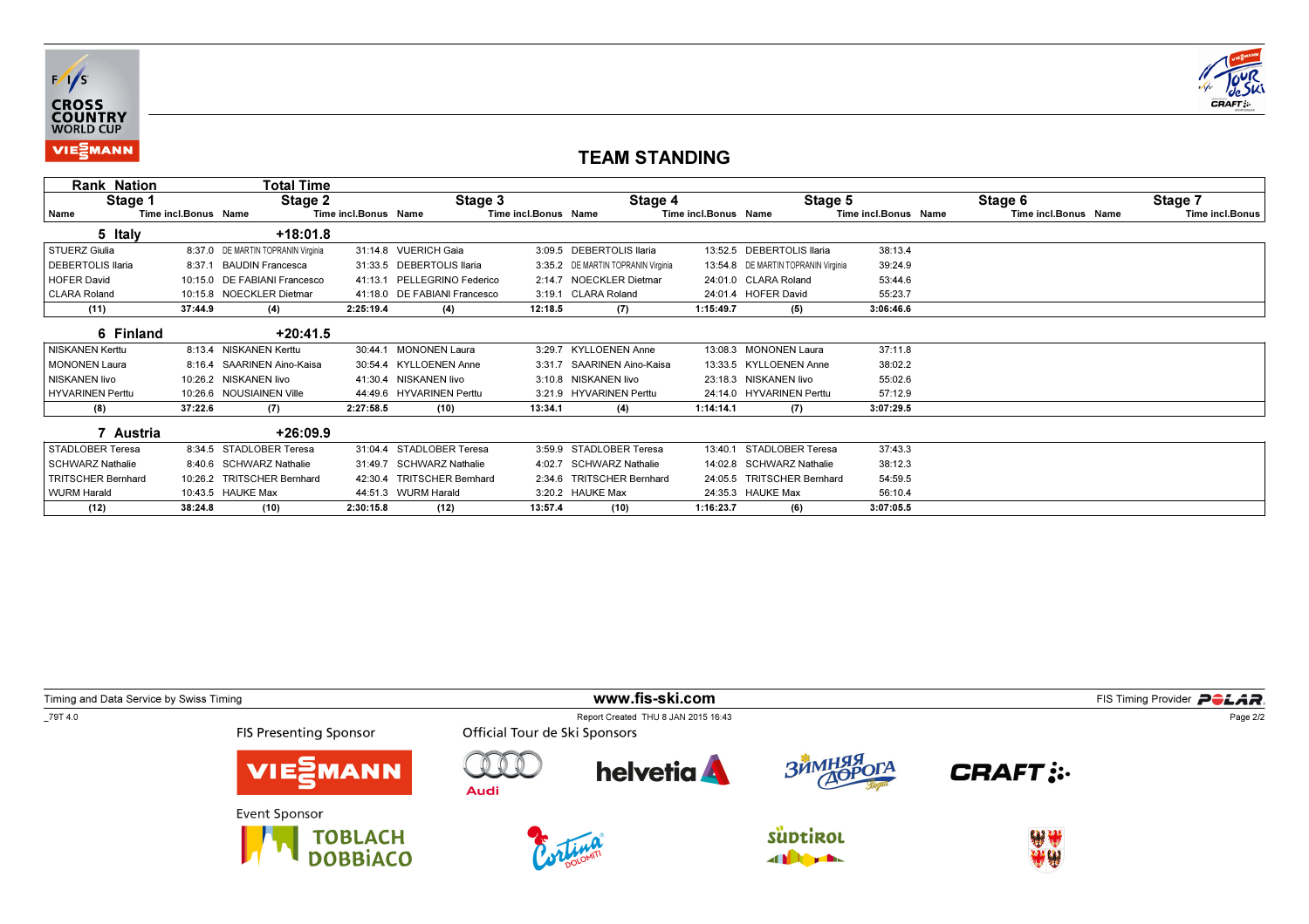CROSS COUNTRY WORLD CUP

# TEAM STANDING

| Rank Nation | | Total Time | | | | | | | | | | | |
|---|---|---|---|---|---|---|---|---|---|---|---|---|---|
| Stage 1 | | Stage 2 | | Stage 3 | | Stage 4 | | Stage 5 | | Stage 6 | | Stage 7 | |
| Name | Time incl.Bonus | Name | Time incl.Bonus | Name | Time incl.Bonus | Name | Time incl.Bonus | Name | Time incl.Bonus | Name | Time incl.Bonus | Name | Time incl.Bonus |
| **5 Italy** | | **+18:01.8** | | | | | | | | | | | |
| STUERZ Giulia | 8:37.0 | DE MARTIN TOPRANIN Virginia | 31:14.8 | VUERICH Gaia | 3:09.5 | DEBERTOLIS Ilaria | 13:52.5 | DEBERTOLIS Ilaria | 38:13.4 | | | | |
| DEBERTOLIS Ilaria | 8:37.1 | BAUDIN Francesca | 31:33.5 | DEBERTOLIS Ilaria | 3:35.2 | DE MARTIN TOPRANIN Virginia | 13:54.8 | DE MARTIN TOPRANIN Virginia | 39:24.9 | | | | |
| HOFER David | 10:15.0 | DE FABIANI Francesco | 41:13.1 | PELLEGRINO Federico | 2:14.7 | NOECKLER Dietmar | 24:01.0 | CLARA Roland | 53:44.6 | | | | |
| CLARA Roland | 10:15.8 | NOECKLER Dietmar | 41:18.0 | DE FABIANI Francesco | 3:19.1 | CLARA Roland | 24:01.4 | HOFER David | 55:23.7 | | | | |
| (11) | 37:44.9 | (4) | 2:25:19.4 | (4) | 12:18.5 | (7) | 1:15:49.7 | (5) | 3:06:46.6 | | | | |
| **6 Finland** | | **+20:41.5** | | | | | | | | | | | |
| NISKANEN Kerttu | 8:13.4 | NISKANEN Kerttu | 30:44.1 | MONONEN Laura | 3:29.7 | KYLLOENEN Anne | 13:08.3 | MONONEN Laura | 37:11.8 | | | | |
| MONONEN Laura | 8:16.4 | SAARINEN Aino-Kaisa | 30:54.4 | KYLLOENEN Anne | 3:31.7 | SAARINEN Aino-Kaisa | 13:33.5 | KYLLOENEN Anne | 38:02.2 | | | | |
| NISKANEN Iivo | 10:26.2 | NISKANEN Iivo | 41:30.4 | NISKANEN Iivo | 3:10.8 | NISKANEN Iivo | 23:18.3 | NISKANEN Iivo | 55:02.6 | | | | |
| HYVARINEN Perttu | 10:26.6 | NOUSIAINEN Ville | 44:49.6 | HYVARINEN Perttu | 3:21.9 | HYVARINEN Perttu | 24:14.0 | HYVARINEN Perttu | 57:12.9 | | | | |
| (8) | 37:22.6 | (7) | 2:27:58.5 | (10) | 13:34.1 | (4) | 1:14:14.1 | (7) | 3:07:29.5 | | | | |
| **7 Austria** | | **+26:09.9** | | | | | | | | | | | |
| STADLOBER Teresa | 8:34.5 | STADLOBER Teresa | 31:04.4 | STADLOBER Teresa | 3:59.9 | STADLOBER Teresa | 13:40.1 | STADLOBER Teresa | 37:43.3 | | | | |
| SCHWARZ Nathalie | 8:40.6 | SCHWARZ Nathalie | 31:49.7 | SCHWARZ Nathalie | 4:02.7 | SCHWARZ Nathalie | 14:02.8 | SCHWARZ Nathalie | 38:12.3 | | | | |
| TRITSCHER Bernhard | 10:26.2 | TRITSCHER Bernhard | 42:30.4 | TRITSCHER Bernhard | 2:34.6 | TRITSCHER Bernhard | 24:05.5 | TRITSCHER Bernhard | 54:59.5 | | | | |
| WURM Harald | 10:43.5 | HAUKE Max | 44:51.3 | WURM Harald | 3:20.2 | HAUKE Max | 24:35.3 | HAUKE Max | 56:10.4 | | | | |
| (12) | 38:24.8 | (10) | 2:30:15.8 | (12) | 13:57.4 | (10) | 1:16:23.7 | (6) | 3:07:05.5 | | | | |

Timing and Data Service by Swiss Timing

www.fis-ski.com

FIS Timing Provider POLAR

_79T 4.0

Report Created THU 8 JAN 2015 16:43

FIS Presenting Sponsor

Official Tour de Ski Sponsors

Event Sponsor